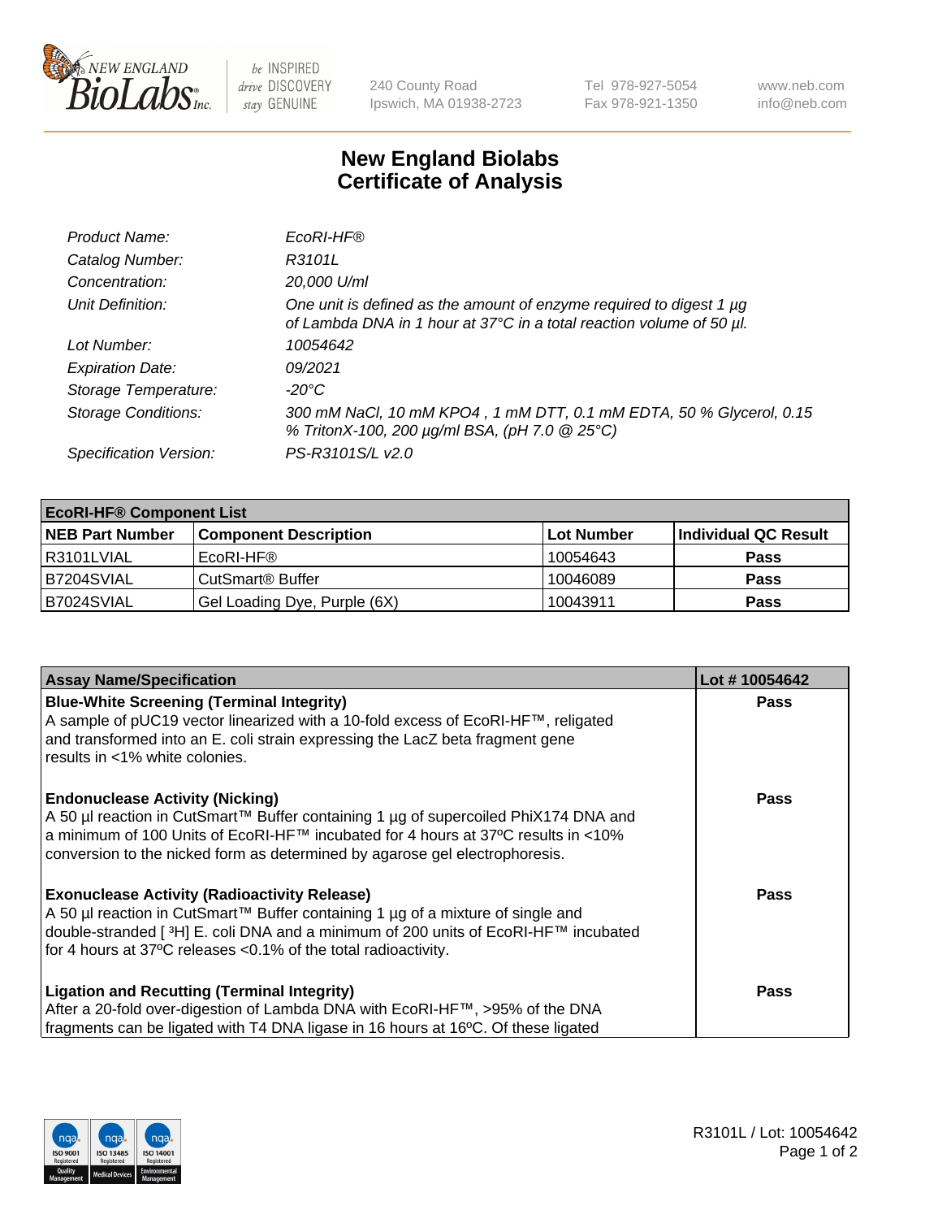# New England Biolabs Certificate of Analysis

| | |
|---|---|
| *Product Name:* | *EcoRI-HF®* |
| *Catalog Number:* | *R3101L* |
| *Concentration:* | *20,000 U/ml* |
| *Unit Definition:* | *One unit is defined as the amount of enzyme required to digest 1 µg of Lambda DNA in 1 hour at 37°C in a total reaction volume of 50 µl.* |
| *Lot Number:* | *10054642* |
| *Expiration Date:* | *09/2021* |
| *Storage Temperature:* | *-20°C* |
| *Storage Conditions:* | *300 mM NaCl, 10 mM KPO4 , 1 mM DTT, 0.1 mM EDTA, 50 % Glycerol, 0.15 % TritonX-100, 200 µg/ml BSA, (pH 7.0 @ 25°C)* |
| *Specification Version:* | *PS-R3101S/L v2.0* |

| **EcoRI-HF® Component List** | | | |
|---|---|---|---|
| **NEB Part Number** | **Component Description** | **Lot Number** | **Individual QC Result** |
| R3101LVIAL | EcoRI-HF® | 10054643 | **Pass** |
| B7204SVIAL | CutSmart® Buffer | 10046089 | **Pass** |
| B7024SVIAL | Gel Loading Dye, Purple (6X) | 10043911 | **Pass** |

| **Assay Name/Specification** | **Lot # 10054642** |
|---|---|
| **Blue-White Screening (Terminal Integrity)** A sample of pUC19 vector linearized with a 10-fold excess of EcoRI-HF™, religated and transformed into an E. coli strain expressing the LacZ beta fragment gene results in <1% white colonies. | **Pass** |
| **Endonuclease Activity (Nicking)** A 50 µl reaction in CutSmart™ Buffer containing 1 µg of supercoiled PhiX174 DNA and a minimum of 100 Units of EcoRI-HF™ incubated for 4 hours at 37ºC results in <10% conversion to the nicked form as determined by agarose gel electrophoresis. | **Pass** |
| **Exonuclease Activity (Radioactivity Release)** A 50 µl reaction in CutSmart™ Buffer containing 1 µg of a mixture of single and double-stranded [$^3$H] E. coli DNA and a minimum of 200 units of EcoRI-HF™ incubated for 4 hours at 37ºC releases <0.1% of the total radioactivity. | **Pass** |
| **Ligation and Recutting (Terminal Integrity)** After a 20-fold over-digestion of Lambda DNA with EcoRI-HF™, >95% of the DNA fragments can be ligated with T4 DNA ligase in 16 hours at 16ºC. Of these ligated | **Pass** |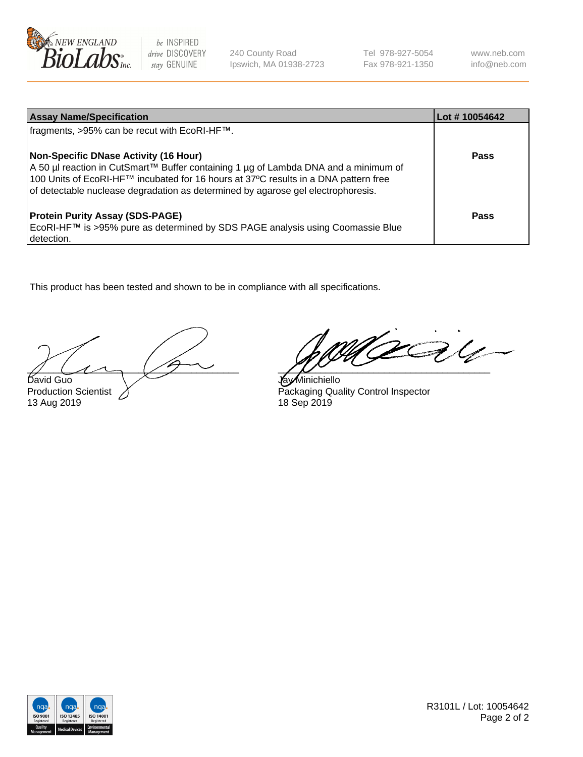240 County Road
Ipswich, MA 01938-2723

Tel 978-927-5054
Fax 978-921-1350

www.neb.com
info@neb.com

| Assay Name/Specification | Lot # 10054642 |
| --- | --- |
| fragments, >95% can be recut with EcoRI-HF™. | |
| **Non-Specific DNase Activity (16 Hour)**<br>A 50 µl reaction in CutSmart™ Buffer containing 1 µg of Lambda DNA and a minimum of 100 Units of EcoRI-HF™ incubated for 16 hours at 37ºC results in a DNA pattern free of detectable nuclease degradation as determined by agarose gel electrophoresis. | **Pass** |
| **Protein Purity Assay (SDS-PAGE)**<br>EcoRI-HF™ is >95% pure as determined by SDS PAGE analysis using Coomassie Blue detection. | **Pass** |

This product has been tested and shown to be in compliance with all specifications.

David Guo
Production Scientist
13 Aug 2019

Jay Minichiello
Packaging Quality Control Inspector
18 Sep 2019

R3101L / Lot: 10054642